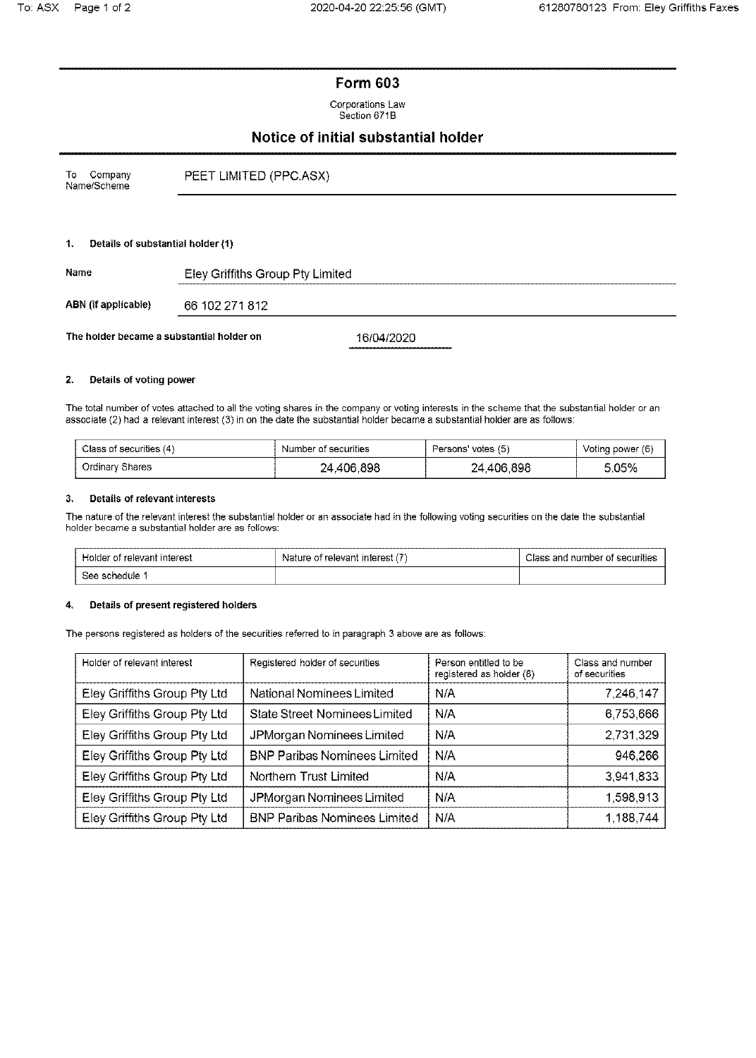# Form 603

Corporations Law
Section 671B

## Notice of initial substantial holder

| | |
|---|---|
| To Company Name/Scheme | PEET LIMITED (PPC.ASX) |

### 1. Details of substantial holder (1)

| | |
|---|---|
| **Name** | Eley Griffiths Group Pty Limited |
| **ABN (if applicable)** | 66 102 271 812 |

**The holder became a substantial holder on** 16/04/2020

### 2. Details of voting power

The total number of votes attached to all the voting shares in the company or voting interests in the scheme that the substantial holder or an associate (2) had a relevant interest (3) in on the date the substantial holder became a substantial holder are as follows:

| Class of securities (4) | Number of securities | Persons' votes (5) | Voting power (6) |
|---|---|---|---|
| Ordinary Shares | 24,406,898 | 24,406,898 | 5.05% |

### 3. Details of relevant interests

The nature of the relevant interest the substantial holder or an associate had in the following voting securities on the date the substantial holder became a substantial holder are as follows:

| Holder of relevant interest | Nature of relevant interest (7) | Class and number of securities |
|---|---|---|
| See schedule 1 | | |

### 4. Details of present registered holders

The persons registered as holders of the securities referred to in paragraph 3 above are as follows:

| Holder of relevant interest | Registered holder of securities | Person entitled to be registered as holder (8) | Class and number of securities |
|---|---|---|---|
| Eley Griffiths Group Pty Ltd | National Nominees Limited | N/A | 7,246,147 |
| Eley Griffiths Group Pty Ltd | State Street Nominees Limited | N/A | 6,753,666 |
| Eley Griffiths Group Pty Ltd | JPMorgan Nominees Limited | N/A | 2,731,329 |
| Eley Griffiths Group Pty Ltd | BNP Paribas Nominees Limited | N/A | 946,266 |
| Eley Griffiths Group Pty Ltd | Northern Trust Limited | N/A | 3,941,833 |
| Eley Griffiths Group Pty Ltd | JPMorgan Nominees Limited | N/A | 1,598,913 |
| Eley Griffiths Group Pty Ltd | BNP Paribas Nominees Limited | N/A | 1,188,744 |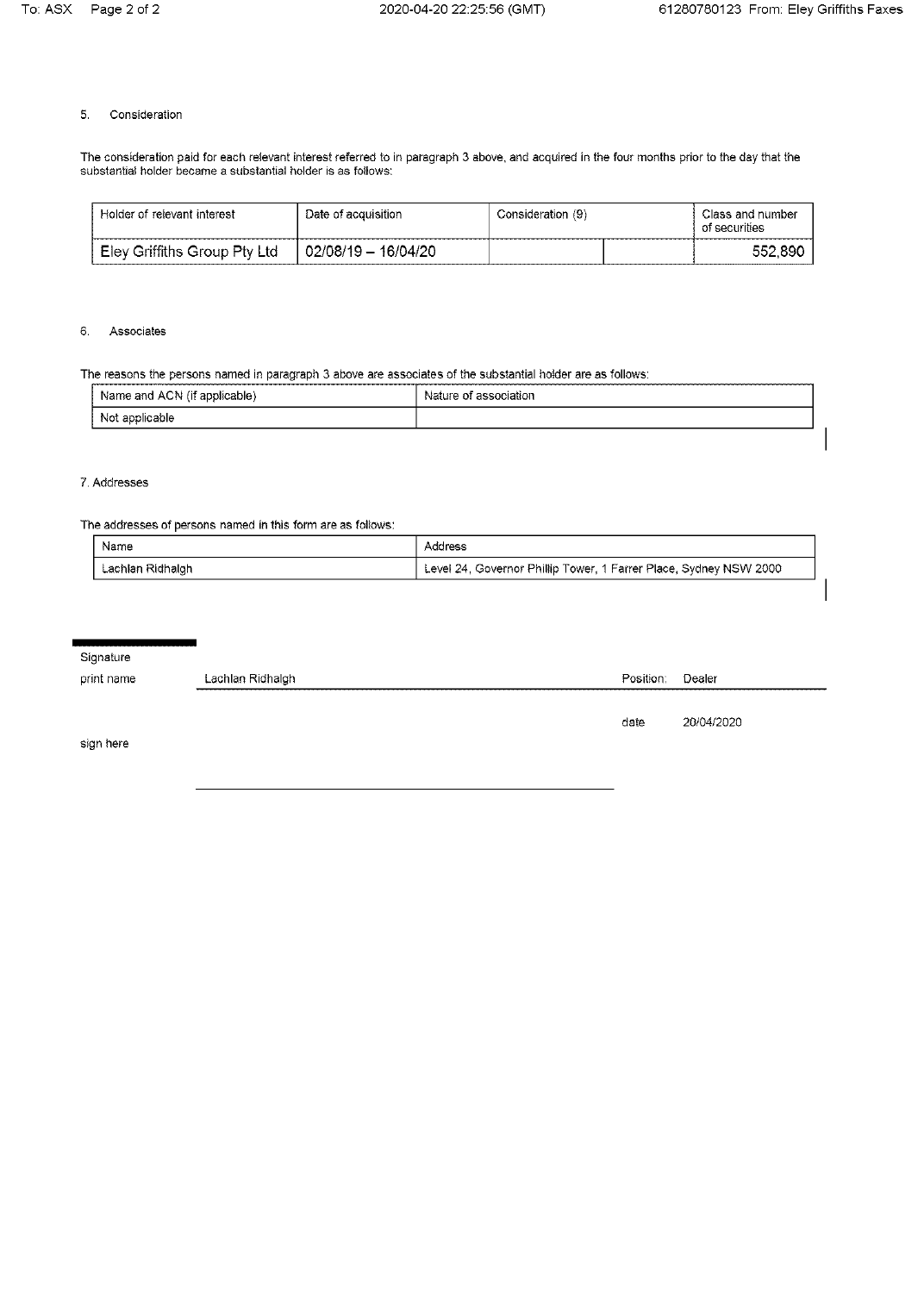5. Consideration

The consideration paid for each relevant interest referred to in paragraph 3 above, and acquired in the four months prior to the day that the substantial holder became a substantial holder is as follows:

| Holder of relevant interest | Date of acquisition | Consideration (9) | | Class and number of securities |
|---|---|---|---|---|
| Eley Griffiths Group Pty Ltd | 02/08/19 – 16/04/20 | | | 552,890 |

6. Associates

The reasons the persons named in paragraph 3 above are associates of the substantial holder are as follows:

| Name and ACN (if applicable) | Nature of association |
|---|---|
| Not applicable | |

7. Addresses

The addresses of persons named in this form are as follows:

| Name | Address |
|---|---|
| Lachlan Ridhalgh | Level 24, Governor Phillip Tower, 1 Farrer Place, Sydney NSW 2000 |

Signature

print name Lachlan Ridhalgh Position: Dealer

sign here date 20/04/2020